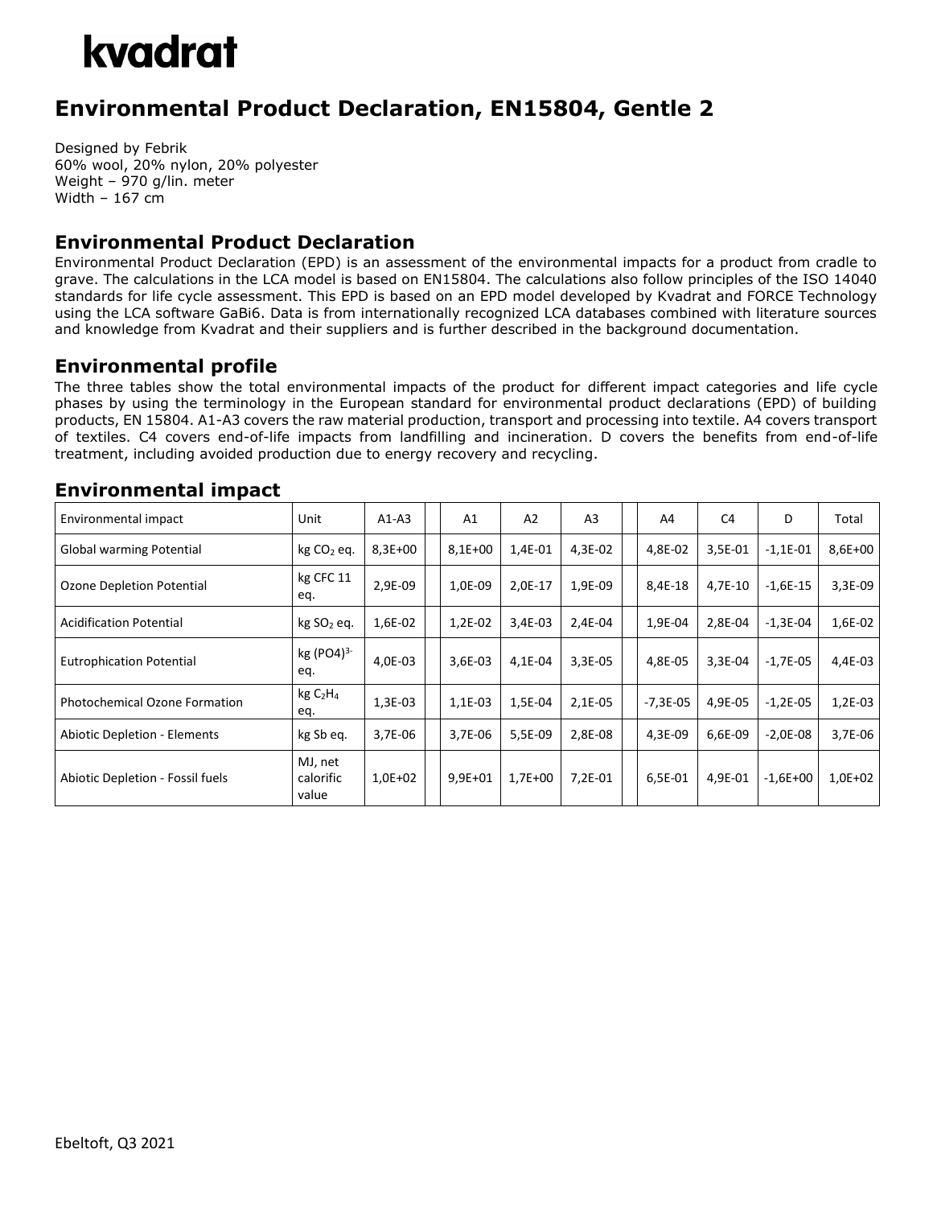# kvadrat

## Environmental Product Declaration, EN15804, Gentle 2

Designed by Febrik
60% wool, 20% nylon, 20% polyester
Weight – 970 g/lin. meter
Width – 167 cm

### Environmental Product Declaration

Environmental Product Declaration (EPD) is an assessment of the environmental impacts for a product from cradle to grave. The calculations in the LCA model is based on EN15804. The calculations also follow principles of the ISO 14040 standards for life cycle assessment. This EPD is based on an EPD model developed by Kvadrat and FORCE Technology using the LCA software GaBi6. Data is from internationally recognized LCA databases combined with literature sources and knowledge from Kvadrat and their suppliers and is further described in the background documentation.

### Environmental profile

The three tables show the total environmental impacts of the product for different impact categories and life cycle phases by using the terminology in the European standard for environmental product declarations (EPD) of building products, EN 15804. A1-A3 covers the raw material production, transport and processing into textile. A4 covers transport of textiles. C4 covers end-of-life impacts from landfilling and incineration. D covers the benefits from end-of-life treatment, including avoided production due to energy recovery and recycling.

### Environmental impact

| Environmental impact | Unit | A1-A3 | | A1 | A2 | A3 | | A4 | C4 | D | Total |
|---|---|---|---|---|---|---|---|---|---|---|---|
| Global warming Potential | kg $CO_2$ eq. | 8,3E+00 | | 8,1E+00 | 1,4E-01 | 4,3E-02 | | 4,8E-02 | 3,5E-01 | -1,1E-01 | 8,6E+00 |
| Ozone Depletion Potential | kg CFC 11 eq. | 2,9E-09 | | 1,0E-09 | 2,0E-17 | 1,9E-09 | | 8,4E-18 | 4,7E-10 | -1,6E-15 | 3,3E-09 |
| Acidification Potential | kg $SO_2$ eq. | 1,6E-02 | | 1,2E-02 | 3,4E-03 | 2,4E-04 | | 1,9E-04 | 2,8E-04 | -1,3E-04 | 1,6E-02 |
| Eutrophication Potential | kg $(PO4)^{3-}$ eq. | 4,0E-03 | | 3,6E-03 | 4,1E-04 | 3,3E-05 | | 4,8E-05 | 3,3E-04 | -1,7E-05 | 4,4E-03 |
| Photochemical Ozone Formation | kg $C_2H_4$ eq. | 1,3E-03 | | 1,1E-03 | 1,5E-04 | 2,1E-05 | | -7,3E-05 | 4,9E-05 | -1,2E-05 | 1,2E-03 |
| Abiotic Depletion - Elements | kg Sb eq. | 3,7E-06 | | 3,7E-06 | 5,5E-09 | 2,8E-08 | | 4,3E-09 | 6,6E-09 | -2,0E-08 | 3,7E-06 |
| Abiotic Depletion - Fossil fuels | MJ, net calorific value | 1,0E+02 | | 9,9E+01 | 1,7E+00 | 7,2E-01 | | 6,5E-01 | 4,9E-01 | -1,6E+00 | 1,0E+02 |

Ebeltoft, Q3 2021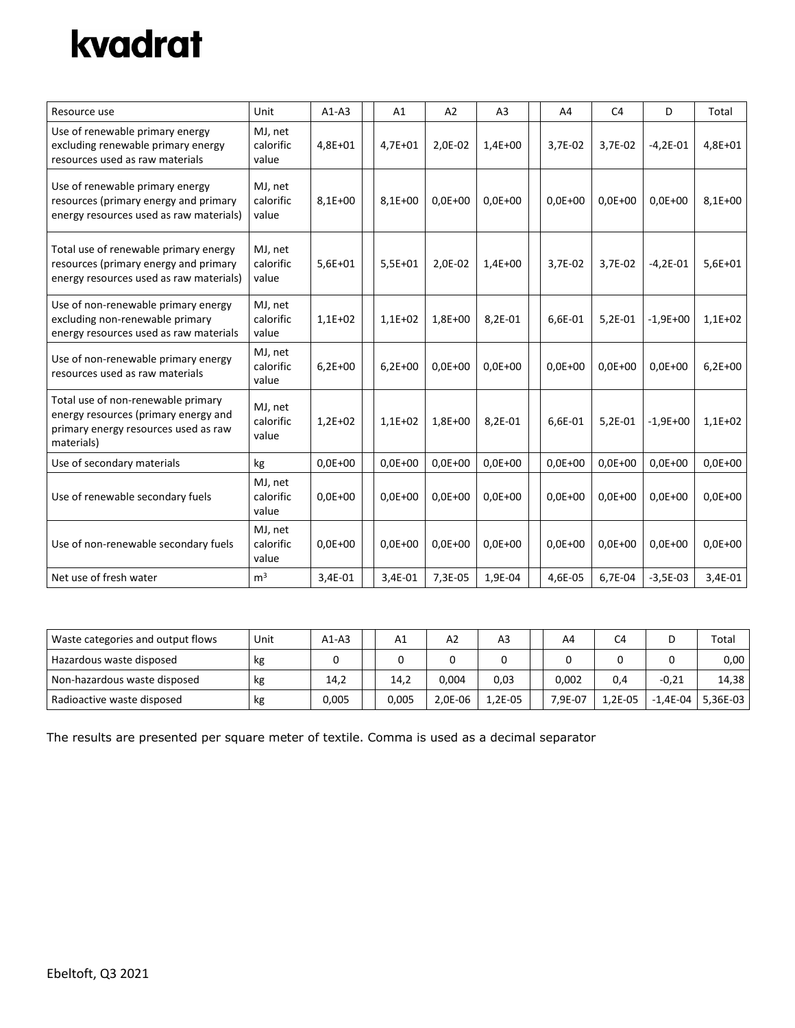| Resource use | Unit | A1-A3 | A1 | A2 | A3 | A4 | C4 | D | Total |
|---|---|---|---|---|---|---|---|---|---|
| Use of renewable primary energy excluding renewable primary energy resources used as raw materials | MJ, net calorific value | 4,8E+01 | 4,7E+01 | 2,0E-02 | 1,4E+00 | 3,7E-02 | 3,7E-02 | -4,2E-01 | 4,8E+01 |
| Use of renewable primary energy resources (primary energy and primary energy resources used as raw materials) | MJ, net calorific value | 8,1E+00 | 8,1E+00 | 0,0E+00 | 0,0E+00 | 0,0E+00 | 0,0E+00 | 0,0E+00 | 8,1E+00 |
| Total use of renewable primary energy resources (primary energy and primary energy resources used as raw materials) | MJ, net calorific value | 5,6E+01 | 5,5E+01 | 2,0E-02 | 1,4E+00 | 3,7E-02 | 3,7E-02 | -4,2E-01 | 5,6E+01 |
| Use of non-renewable primary energy excluding non-renewable primary energy resources used as raw materials | MJ, net calorific value | 1,1E+02 | 1,1E+02 | 1,8E+00 | 8,2E-01 | 6,6E-01 | 5,2E-01 | -1,9E+00 | 1,1E+02 |
| Use of non-renewable primary energy resources used as raw materials | MJ, net calorific value | 6,2E+00 | 6,2E+00 | 0,0E+00 | 0,0E+00 | 0,0E+00 | 0,0E+00 | 0,0E+00 | 6,2E+00 |
| Total use of non-renewable primary energy resources (primary energy and primary energy resources used as raw materials) | MJ, net calorific value | 1,2E+02 | 1,1E+02 | 1,8E+00 | 8,2E-01 | 6,6E-01 | 5,2E-01 | -1,9E+00 | 1,1E+02 |
| Use of secondary materials | kg | 0,0E+00 | 0,0E+00 | 0,0E+00 | 0,0E+00 | 0,0E+00 | 0,0E+00 | 0,0E+00 | 0,0E+00 |
| Use of renewable secondary fuels | MJ, net calorific value | 0,0E+00 | 0,0E+00 | 0,0E+00 | 0,0E+00 | 0,0E+00 | 0,0E+00 | 0,0E+00 | 0,0E+00 |
| Use of non-renewable secondary fuels | MJ, net calorific value | 0,0E+00 | 0,0E+00 | 0,0E+00 | 0,0E+00 | 0,0E+00 | 0,0E+00 | 0,0E+00 | 0,0E+00 |
| Net use of fresh water | $m^3$ | 3,4E-01 | 3,4E-01 | 7,3E-05 | 1,9E-04 | 4,6E-05 | 6,7E-04 | -3,5E-03 | 3,4E-01 |

| Waste categories and output flows | Unit | A1-A3 | A1 | A2 | A3 | A4 | C4 | D | Total |
|---|---|---|---|---|---|---|---|---|---|
| Hazardous waste disposed | kg | 0 | 0 | 0 | 0 | 0 | 0 | 0 | 0,00 |
| Non-hazardous waste disposed | kg | 14,2 | 14,2 | 0,004 | 0,03 | 0,002 | 0,4 | -0,21 | 14,38 |
| Radioactive waste disposed | kg | 0,005 | 0,005 | 2,0E-06 | 1,2E-05 | 7,9E-07 | 1,2E-05 | -1,4E-04 | 5,36E-03 |

The results are presented per square meter of textile. Comma is used as a decimal separator

Ebeltoft, Q3 2021